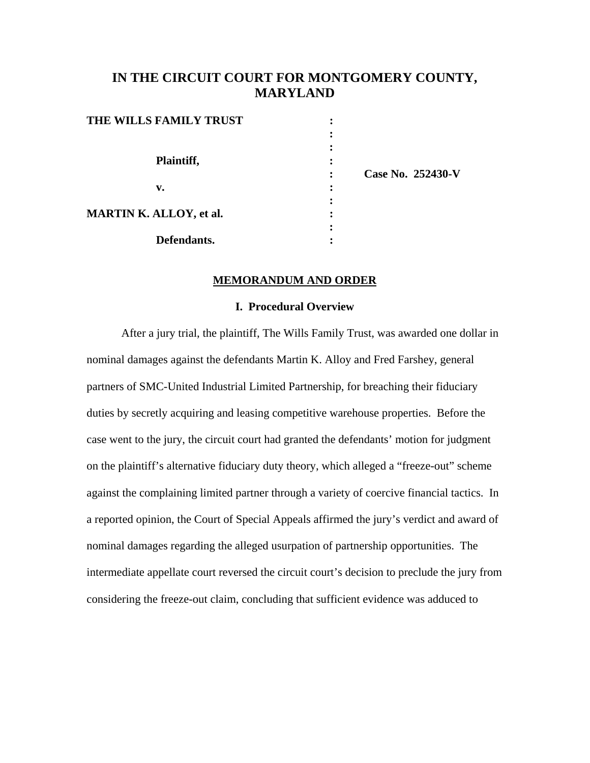# IN THE CIRCUIT COURT FOR MONTGOMERY COUNTY, MARYLAND

**THE WILLS FAMILY TRUST** :
:
:
**Plaintiff,** :
: **Case No. 252430-V**
**v.** :
:
**MARTIN K. ALLOY, et al.** :
:
**Defendants.** :

**MEMORANDUM AND ORDER**

**I. Procedural Overview**

After a jury trial, the plaintiff, The Wills Family Trust, was awarded one dollar in nominal damages against the defendants Martin K. Alloy and Fred Farshey, general partners of SMC-United Industrial Limited Partnership, for breaching their fiduciary duties by secretly acquiring and leasing competitive warehouse properties. Before the case went to the jury, the circuit court had granted the defendants' motion for judgment on the plaintiff's alternative fiduciary duty theory, which alleged a "freeze-out" scheme against the complaining limited partner through a variety of coercive financial tactics. In a reported opinion, the Court of Special Appeals affirmed the jury's verdict and award of nominal damages regarding the alleged usurpation of partnership opportunities. The intermediate appellate court reversed the circuit court's decision to preclude the jury from considering the freeze-out claim, concluding that sufficient evidence was adduced to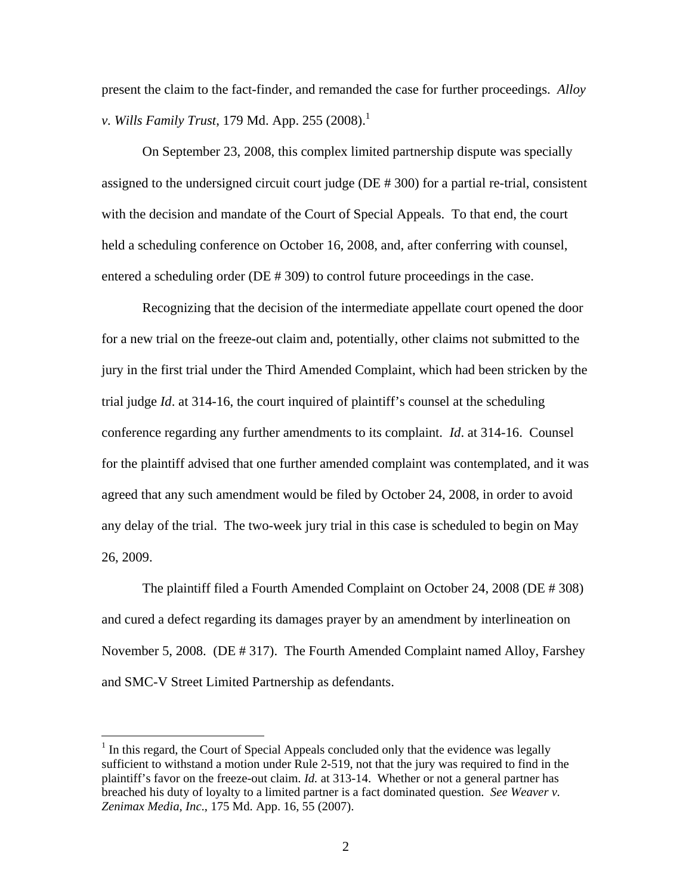present the claim to the fact-finder, and remanded the case for further proceedings. *Alloy v. Wills Family Trust*, 179 Md. App. 255 (2008).[1]

On September 23, 2008, this complex limited partnership dispute was specially assigned to the undersigned circuit court judge (DE # 300) for a partial re-trial, consistent with the decision and mandate of the Court of Special Appeals. To that end, the court held a scheduling conference on October 16, 2008, and, after conferring with counsel, entered a scheduling order (DE # 309) to control future proceedings in the case.

Recognizing that the decision of the intermediate appellate court opened the door for a new trial on the freeze-out claim and, potentially, other claims not submitted to the jury in the first trial under the Third Amended Complaint, which had been stricken by the trial judge *Id*. at 314-16, the court inquired of plaintiff's counsel at the scheduling conference regarding any further amendments to its complaint. *Id*. at 314-16. Counsel for the plaintiff advised that one further amended complaint was contemplated, and it was agreed that any such amendment would be filed by October 24, 2008, in order to avoid any delay of the trial. The two-week jury trial in this case is scheduled to begin on May 26, 2009.

The plaintiff filed a Fourth Amended Complaint on October 24, 2008 (DE # 308) and cured a defect regarding its damages prayer by an amendment by interlineation on November 5, 2008. (DE # 317). The Fourth Amended Complaint named Alloy, Farshey and SMC-V Street Limited Partnership as defendants.

---

[1] In this regard, the Court of Special Appeals concluded only that the evidence was legally sufficient to withstand a motion under Rule 2-519, not that the jury was required to find in the plaintiff's favor on the freeze-out claim. *Id.* at 313-14. Whether or not a general partner has breached his duty of loyalty to a limited partner is a fact dominated question. *See Weaver v. Zenimax Media, Inc.*, 175 Md. App. 16, 55 (2007).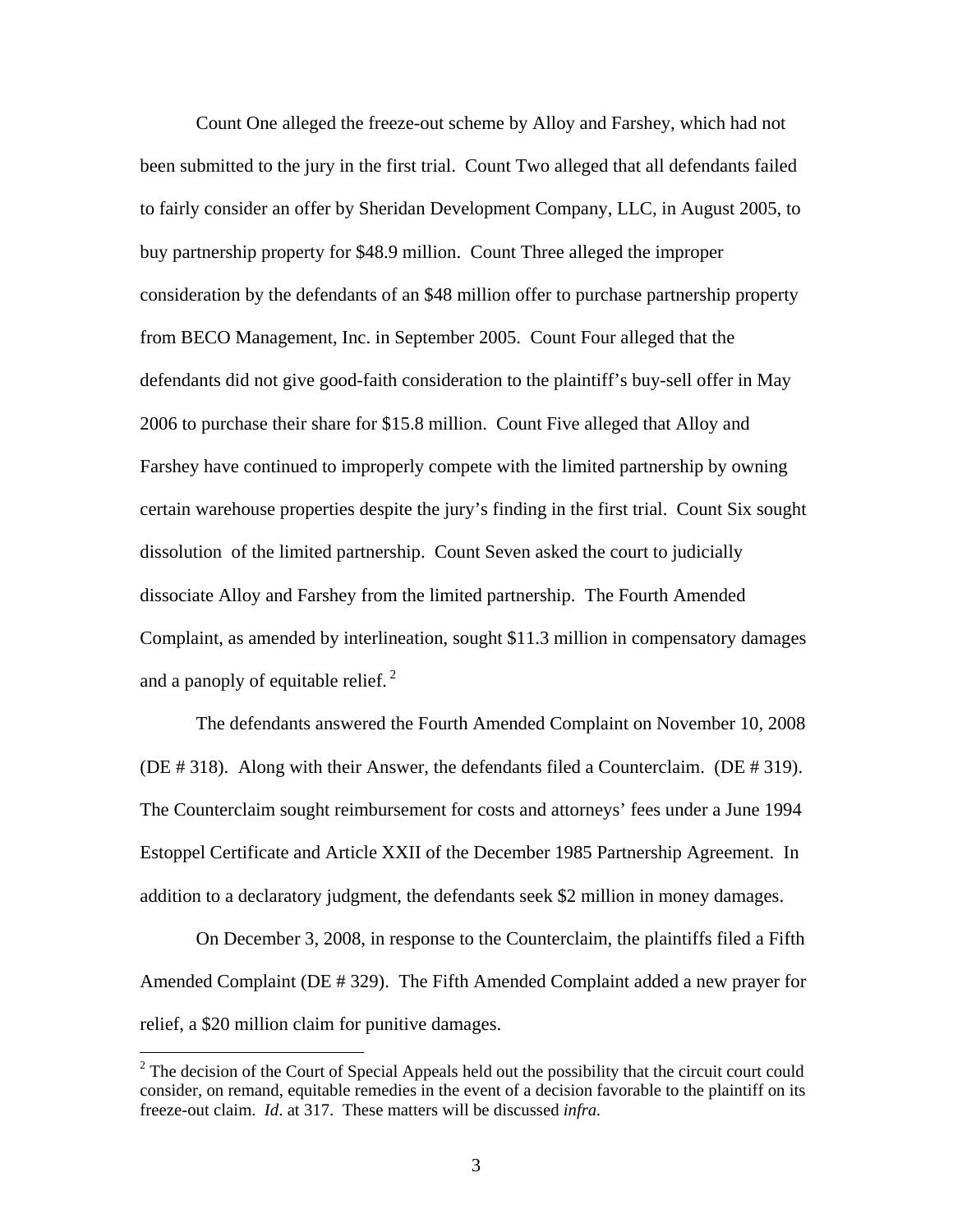Count One alleged the freeze-out scheme by Alloy and Farshey, which had not been submitted to the jury in the first trial. Count Two alleged that all defendants failed to fairly consider an offer by Sheridan Development Company, LLC, in August 2005, to buy partnership property for $48.9 million. Count Three alleged the improper consideration by the defendants of an $48 million offer to purchase partnership property from BECO Management, Inc. in September 2005. Count Four alleged that the defendants did not give good-faith consideration to the plaintiff's buy-sell offer in May 2006 to purchase their share for $15.8 million. Count Five alleged that Alloy and Farshey have continued to improperly compete with the limited partnership by owning certain warehouse properties despite the jury's finding in the first trial. Count Six sought dissolution of the limited partnership. Count Seven asked the court to judicially dissociate Alloy and Farshey from the limited partnership. The Fourth Amended Complaint, as amended by interlineation, sought $11.3 million in compensatory damages and a panoply of equitable relief.[2]

The defendants answered the Fourth Amended Complaint on November 10, 2008 (DE # 318). Along with their Answer, the defendants filed a Counterclaim. (DE # 319). The Counterclaim sought reimbursement for costs and attorneys' fees under a June 1994 Estoppel Certificate and Article XXII of the December 1985 Partnership Agreement. In addition to a declaratory judgment, the defendants seek $2 million in money damages.

On December 3, 2008, in response to the Counterclaim, the plaintiffs filed a Fifth Amended Complaint (DE # 329). The Fifth Amended Complaint added a new prayer for relief, a $20 million claim for punitive damages.

[2] The decision of the Court of Special Appeals held out the possibility that the circuit court could consider, on remand, equitable remedies in the event of a decision favorable to the plaintiff on its freeze-out claim. *Id*. at 317. These matters will be discussed *infra.*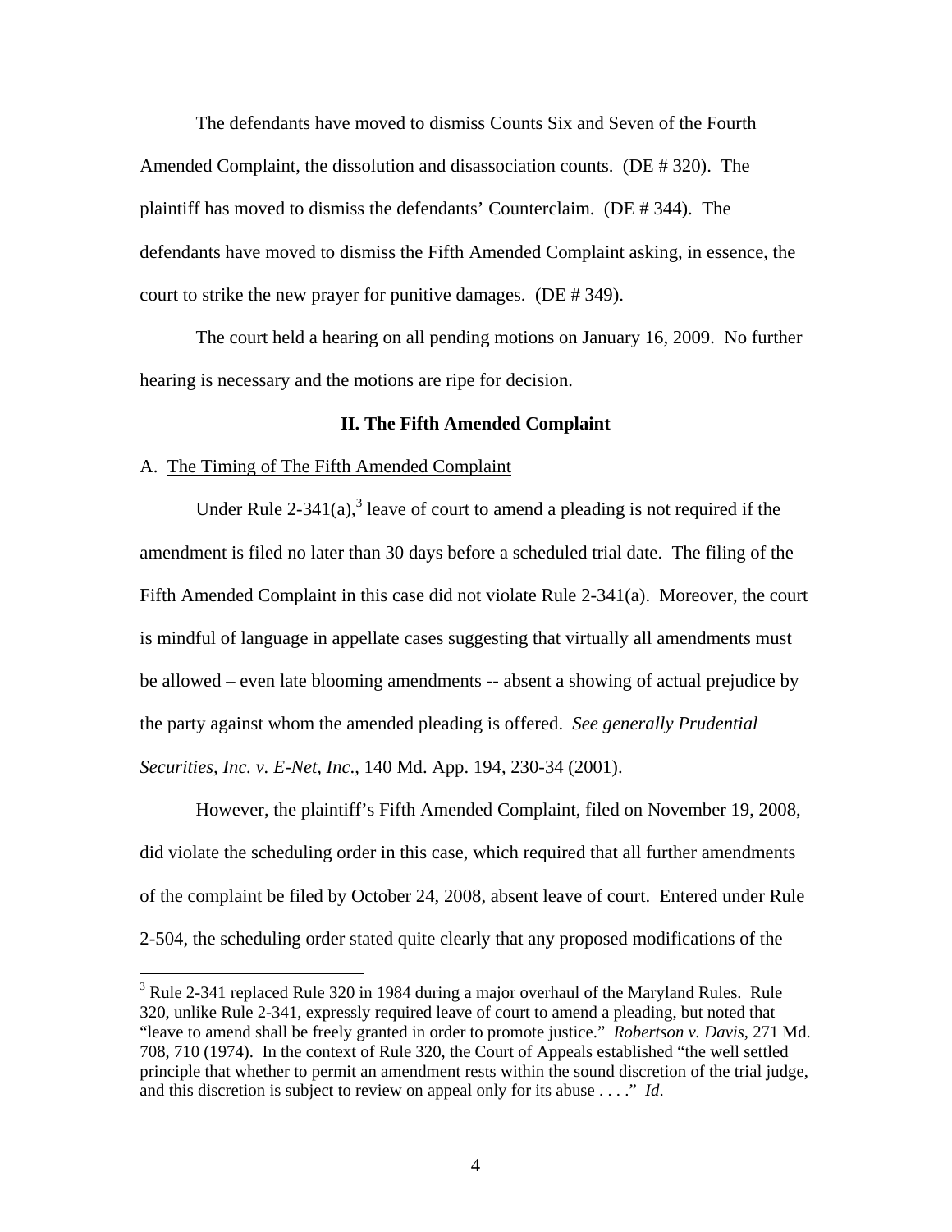The defendants have moved to dismiss Counts Six and Seven of the Fourth Amended Complaint, the dissolution and disassociation counts. (DE # 320). The plaintiff has moved to dismiss the defendants' Counterclaim. (DE # 344). The defendants have moved to dismiss the Fifth Amended Complaint asking, in essence, the court to strike the new prayer for punitive damages. (DE # 349).

The court held a hearing on all pending motions on January 16, 2009. No further hearing is necessary and the motions are ripe for decision.

## II. The Fifth Amended Complaint

A. The Timing of The Fifth Amended Complaint

Under Rule 2-341(a),[3] leave of court to amend a pleading is not required if the amendment is filed no later than 30 days before a scheduled trial date. The filing of the Fifth Amended Complaint in this case did not violate Rule 2-341(a). Moreover, the court is mindful of language in appellate cases suggesting that virtually all amendments must be allowed – even late blooming amendments -- absent a showing of actual prejudice by the party against whom the amended pleading is offered. *See generally Prudential Securities, Inc. v. E-Net, Inc*., 140 Md. App. 194, 230-34 (2001).

However, the plaintiff's Fifth Amended Complaint, filed on November 19, 2008, did violate the scheduling order in this case, which required that all further amendments of the complaint be filed by October 24, 2008, absent leave of court. Entered under Rule 2-504, the scheduling order stated quite clearly that any proposed modifications of the

---

[3] Rule 2-341 replaced Rule 320 in 1984 during a major overhaul of the Maryland Rules. Rule 320, unlike Rule 2-341, expressly required leave of court to amend a pleading, but noted that "leave to amend shall be freely granted in order to promote justice." *Robertson v. Davis*, 271 Md. 708, 710 (1974). In the context of Rule 320, the Court of Appeals established "the well settled principle that whether to permit an amendment rests within the sound discretion of the trial judge, and this discretion is subject to review on appeal only for its abuse . . . ." *Id*.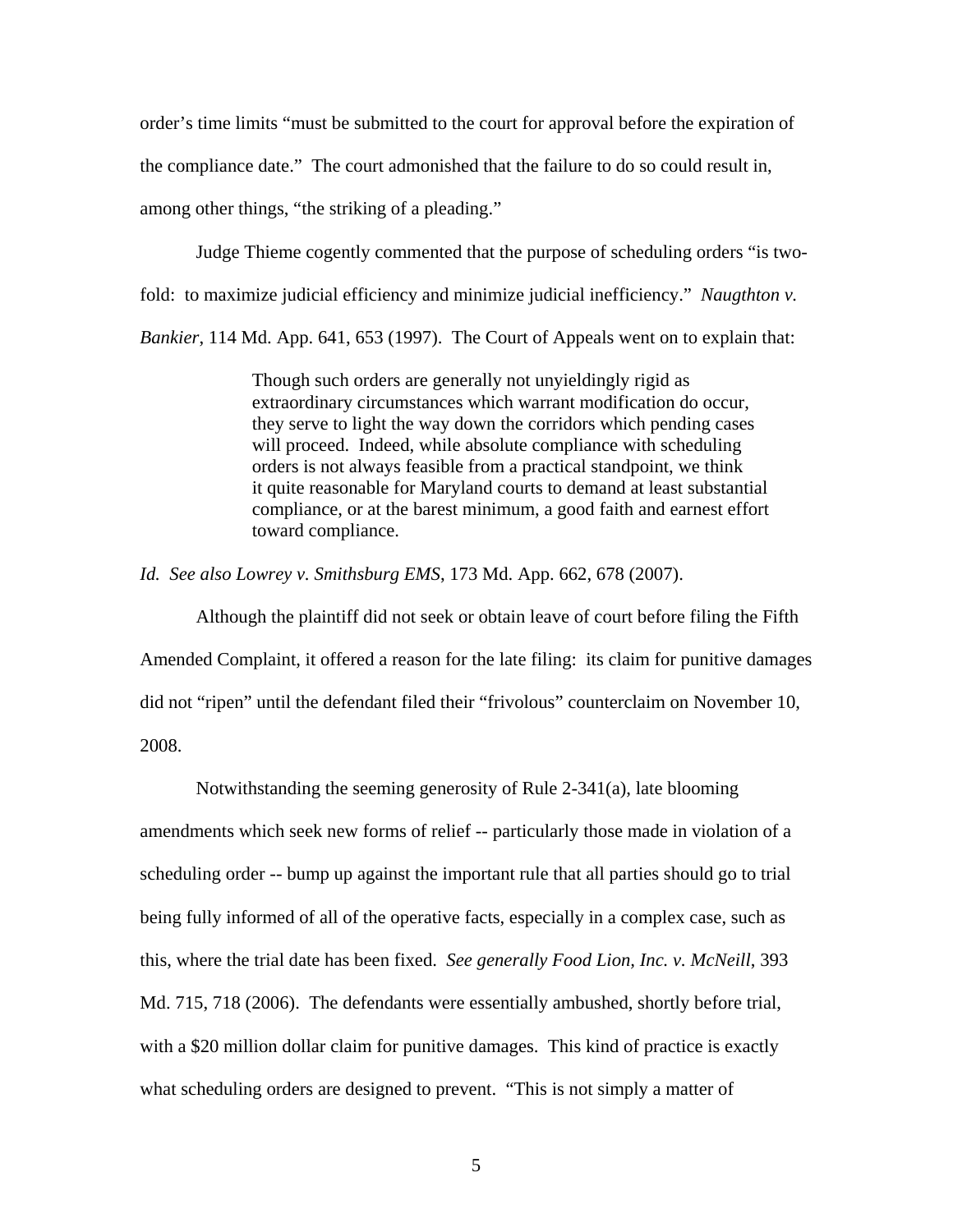order's time limits "must be submitted to the court for approval before the expiration of the compliance date." The court admonished that the failure to do so could result in, among other things, "the striking of a pleading."

Judge Thieme cogently commented that the purpose of scheduling orders "is two-fold: to maximize judicial efficiency and minimize judicial inefficiency." *Naugthton v. Bankier*, 114 Md. App. 641, 653 (1997). The Court of Appeals went on to explain that:

> Though such orders are generally not unyieldingly rigid as extraordinary circumstances which warrant modification do occur, they serve to light the way down the corridors which pending cases will proceed. Indeed, while absolute compliance with scheduling orders is not always feasible from a practical standpoint, we think it quite reasonable for Maryland courts to demand at least substantial compliance, or at the barest minimum, a good faith and earnest effort toward compliance.

*Id. See also Lowrey v. Smithsburg EMS*, 173 Md. App. 662, 678 (2007).

Although the plaintiff did not seek or obtain leave of court before filing the Fifth Amended Complaint, it offered a reason for the late filing: its claim for punitive damages did not "ripen" until the defendant filed their "frivolous" counterclaim on November 10, 2008.

Notwithstanding the seeming generosity of Rule 2-341(a), late blooming amendments which seek new forms of relief -- particularly those made in violation of a scheduling order -- bump up against the important rule that all parties should go to trial being fully informed of all of the operative facts, especially in a complex case, such as this, where the trial date has been fixed. *See generally Food Lion, Inc. v. McNeill*, 393 Md. 715, 718 (2006). The defendants were essentially ambushed, shortly before trial, with a $20 million dollar claim for punitive damages. This kind of practice is exactly what scheduling orders are designed to prevent. "This is not simply a matter of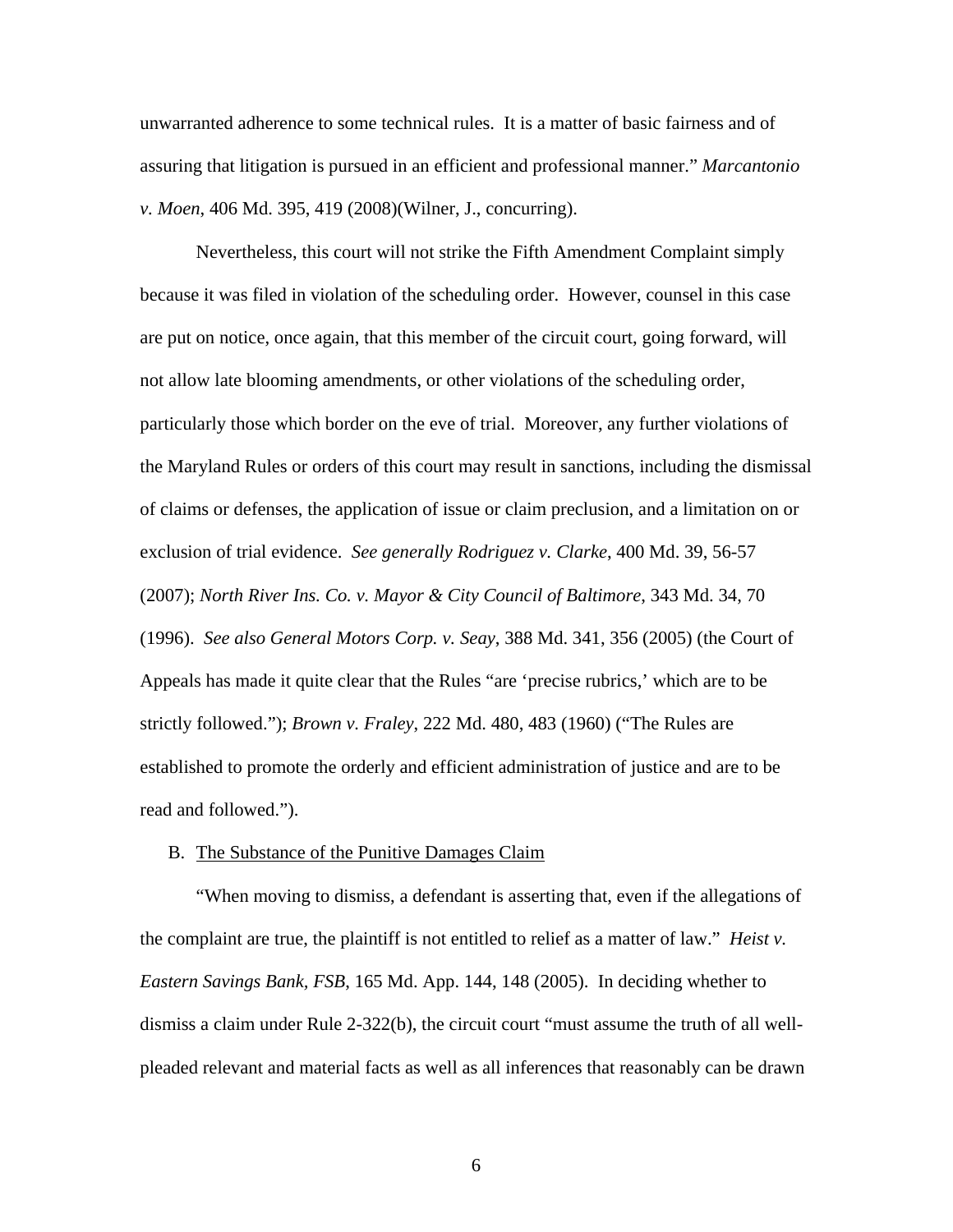unwarranted adherence to some technical rules. It is a matter of basic fairness and of assuring that litigation is pursued in an efficient and professional manner." *Marcantonio v. Moen*, 406 Md. 395, 419 (2008)(Wilner, J., concurring).

Nevertheless, this court will not strike the Fifth Amendment Complaint simply because it was filed in violation of the scheduling order. However, counsel in this case are put on notice, once again, that this member of the circuit court, going forward, will not allow late blooming amendments, or other violations of the scheduling order, particularly those which border on the eve of trial. Moreover, any further violations of the Maryland Rules or orders of this court may result in sanctions, including the dismissal of claims or defenses, the application of issue or claim preclusion, and a limitation on or exclusion of trial evidence. *See generally Rodriguez v. Clarke*, 400 Md. 39, 56-57 (2007); *North River Ins. Co. v. Mayor & City Council of Baltimore*, 343 Md. 34, 70 (1996). *See also General Motors Corp. v. Seay*, 388 Md. 341, 356 (2005) (the Court of Appeals has made it quite clear that the Rules "are 'precise rubrics,' which are to be strictly followed."); *Brown v. Fraley*, 222 Md. 480, 483 (1960) ("The Rules are established to promote the orderly and efficient administration of justice and are to be read and followed.").

B. The Substance of the Punitive Damages Claim

"When moving to dismiss, a defendant is asserting that, even if the allegations of the complaint are true, the plaintiff is not entitled to relief as a matter of law." *Heist v. Eastern Savings Bank, FSB*, 165 Md. App. 144, 148 (2005). In deciding whether to dismiss a claim under Rule 2-322(b), the circuit court "must assume the truth of all well-pleaded relevant and material facts as well as all inferences that reasonably can be drawn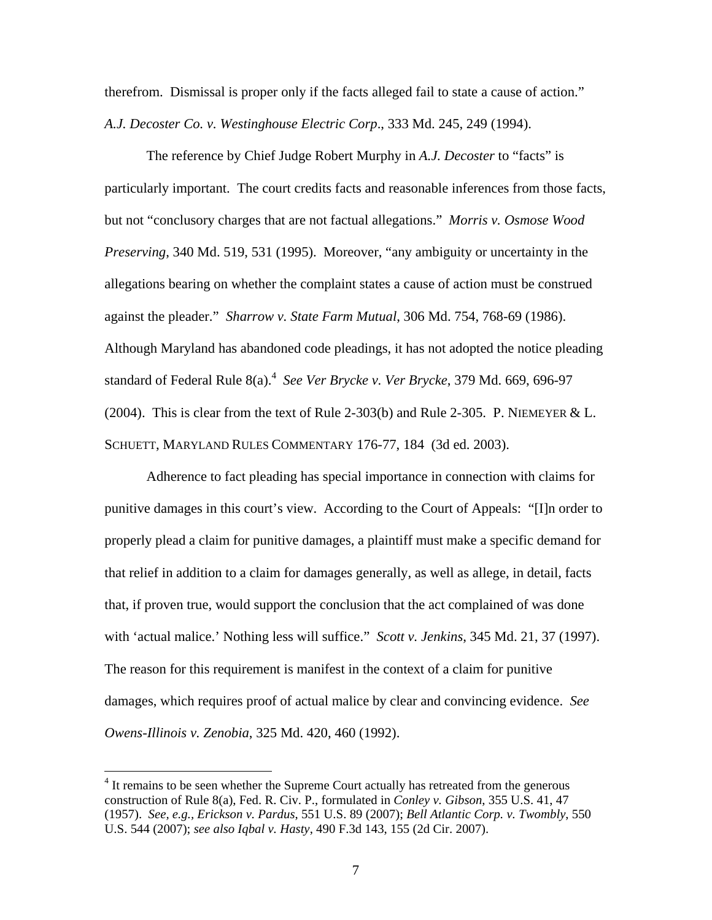therefrom. Dismissal is proper only if the facts alleged fail to state a cause of action." *A.J. Decoster Co. v. Westinghouse Electric Corp*., 333 Md. 245, 249 (1994).

The reference by Chief Judge Robert Murphy in *A.J. Decoster* to "facts" is particularly important. The court credits facts and reasonable inferences from those facts, but not "conclusory charges that are not factual allegations." *Morris v. Osmose Wood Preserving*, 340 Md. 519, 531 (1995). Moreover, "any ambiguity or uncertainty in the allegations bearing on whether the complaint states a cause of action must be construed against the pleader." *Sharrow v. State Farm Mutual*, 306 Md. 754, 768-69 (1986). Although Maryland has abandoned code pleadings, it has not adopted the notice pleading standard of Federal Rule 8(a).[4] *See Ver Brycke v. Ver Brycke*, 379 Md. 669, 696-97 (2004). This is clear from the text of Rule 2-303(b) and Rule 2-305. P. NIEMEYER & L. SCHUETT, MARYLAND RULES COMMENTARY 176-77, 184 (3d ed. 2003).

Adherence to fact pleading has special importance in connection with claims for punitive damages in this court's view. According to the Court of Appeals: "[I]n order to properly plead a claim for punitive damages, a plaintiff must make a specific demand for that relief in addition to a claim for damages generally, as well as allege, in detail, facts that, if proven true, would support the conclusion that the act complained of was done with 'actual malice.' Nothing less will suffice." *Scott v. Jenkins*, 345 Md. 21, 37 (1997). The reason for this requirement is manifest in the context of a claim for punitive damages, which requires proof of actual malice by clear and convincing evidence. *See Owens-Illinois v. Zenobia*, 325 Md. 420, 460 (1992).

---

[4] It remains to be seen whether the Supreme Court actually has retreated from the generous construction of Rule 8(a), Fed. R. Civ. P., formulated in *Conley v. Gibson*, 355 U.S. 41, 47 (1957). *See, e.g., Erickson v. Pardus*, 551 U.S. 89 (2007); *Bell Atlantic Corp. v. Twombly*, 550 U.S. 544 (2007); *see also Iqbal v. Hasty*, 490 F.3d 143, 155 (2d Cir. 2007).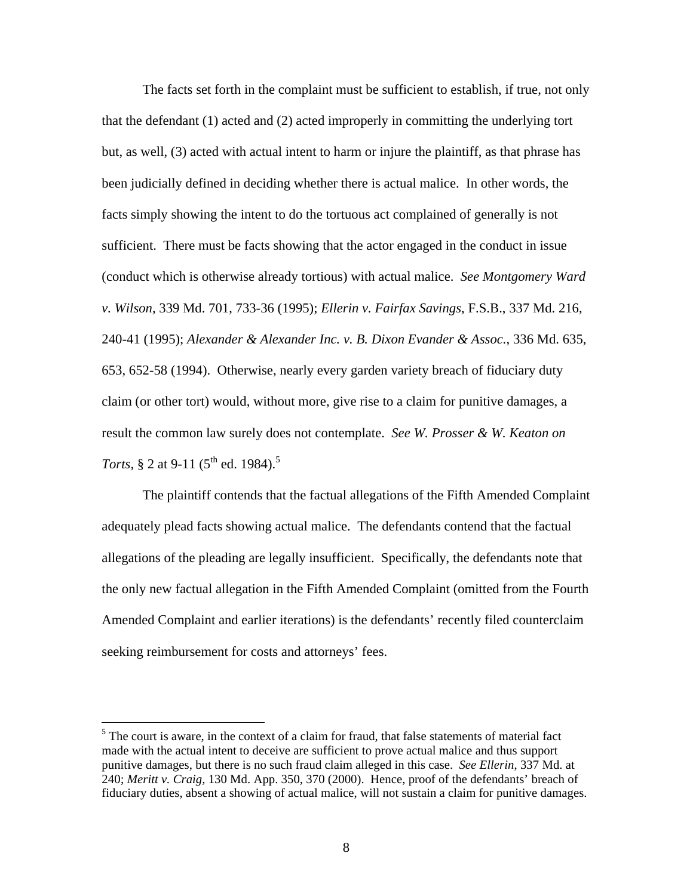The facts set forth in the complaint must be sufficient to establish, if true, not only that the defendant (1) acted and (2) acted improperly in committing the underlying tort but, as well, (3) acted with actual intent to harm or injure the plaintiff, as that phrase has been judicially defined in deciding whether there is actual malice. In other words, the facts simply showing the intent to do the tortuous act complained of generally is not sufficient. There must be facts showing that the actor engaged in the conduct in issue (conduct which is otherwise already tortious) with actual malice. *See Montgomery Ward v. Wilson*, 339 Md. 701, 733-36 (1995); *Ellerin v. Fairfax Savings*, F.S.B., 337 Md. 216, 240-41 (1995); *Alexander & Alexander Inc. v. B. Dixon Evander & Assoc.*, 336 Md. 635, 653, 652-58 (1994). Otherwise, nearly every garden variety breach of fiduciary duty claim (or other tort) would, without more, give rise to a claim for punitive damages, a result the common law surely does not contemplate. *See W. Prosser & W. Keaton on Torts*, § 2 at 9-11 (5th ed. 1984).[5]

The plaintiff contends that the factual allegations of the Fifth Amended Complaint adequately plead facts showing actual malice. The defendants contend that the factual allegations of the pleading are legally insufficient. Specifically, the defendants note that the only new factual allegation in the Fifth Amended Complaint (omitted from the Fourth Amended Complaint and earlier iterations) is the defendants' recently filed counterclaim seeking reimbursement for costs and attorneys' fees.

---

[5] The court is aware, in the context of a claim for fraud, that false statements of material fact made with the actual intent to deceive are sufficient to prove actual malice and thus support punitive damages, but there is no such fraud claim alleged in this case. *See Ellerin*, 337 Md. at 240; *Meritt v. Craig*, 130 Md. App. 350, 370 (2000). Hence, proof of the defendants' breach of fiduciary duties, absent a showing of actual malice, will not sustain a claim for punitive damages.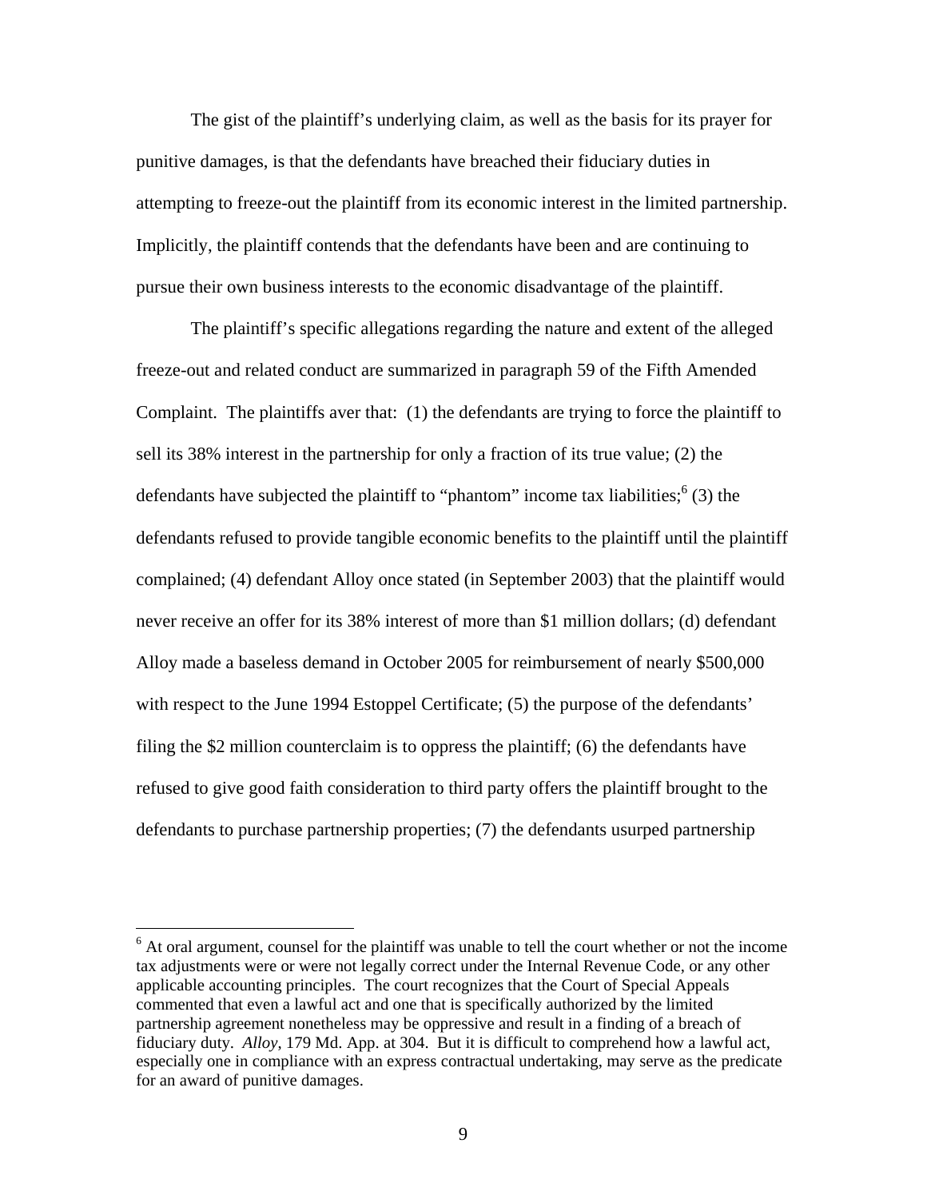The gist of the plaintiff's underlying claim, as well as the basis for its prayer for punitive damages, is that the defendants have breached their fiduciary duties in attempting to freeze-out the plaintiff from its economic interest in the limited partnership. Implicitly, the plaintiff contends that the defendants have been and are continuing to pursue their own business interests to the economic disadvantage of the plaintiff.

The plaintiff's specific allegations regarding the nature and extent of the alleged freeze-out and related conduct are summarized in paragraph 59 of the Fifth Amended Complaint. The plaintiffs aver that: (1) the defendants are trying to force the plaintiff to sell its 38% interest in the partnership for only a fraction of its true value; (2) the defendants have subjected the plaintiff to "phantom" income tax liabilities;[6] (3) the defendants refused to provide tangible economic benefits to the plaintiff until the plaintiff complained; (4) defendant Alloy once stated (in September 2003) that the plaintiff would never receive an offer for its 38% interest of more than $1 million dollars; (d) defendant Alloy made a baseless demand in October 2005 for reimbursement of nearly $500,000 with respect to the June 1994 Estoppel Certificate; (5) the purpose of the defendants' filing the $2 million counterclaim is to oppress the plaintiff; (6) the defendants have refused to give good faith consideration to third party offers the plaintiff brought to the defendants to purchase partnership properties; (7) the defendants usurped partnership

---

[6] At oral argument, counsel for the plaintiff was unable to tell the court whether or not the income tax adjustments were or were not legally correct under the Internal Revenue Code, or any other applicable accounting principles. The court recognizes that the Court of Special Appeals commented that even a lawful act and one that is specifically authorized by the limited partnership agreement nonetheless may be oppressive and result in a finding of a breach of fiduciary duty. *Alloy*, 179 Md. App. at 304. But it is difficult to comprehend how a lawful act, especially one in compliance with an express contractual undertaking, may serve as the predicate for an award of punitive damages.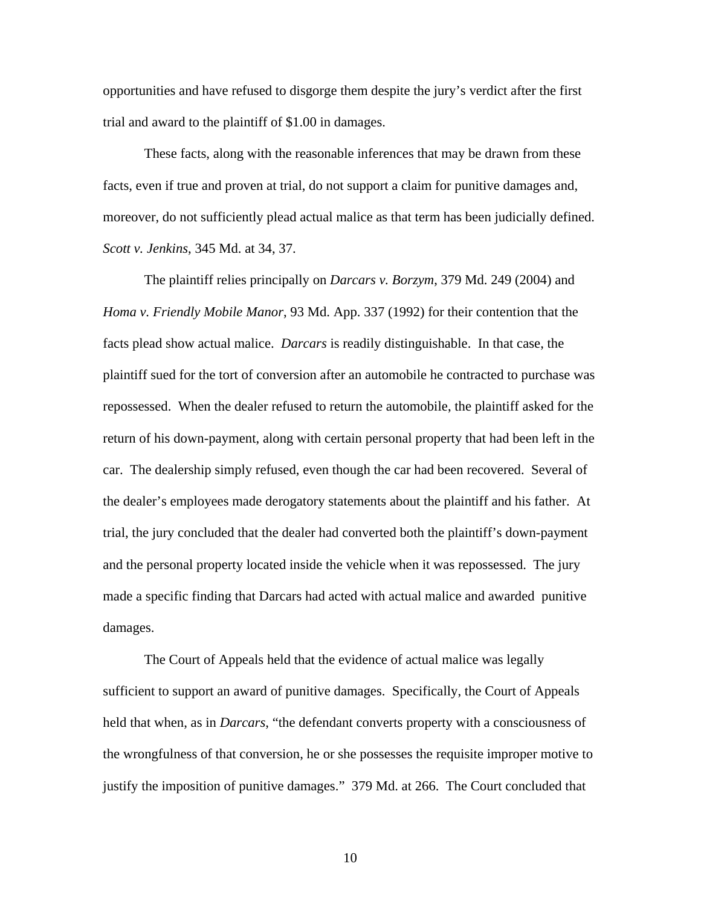opportunities and have refused to disgorge them despite the jury's verdict after the first trial and award to the plaintiff of $1.00 in damages.

These facts, along with the reasonable inferences that may be drawn from these facts, even if true and proven at trial, do not support a claim for punitive damages and, moreover, do not sufficiently plead actual malice as that term has been judicially defined. *Scott v. Jenkins*, 345 Md. at 34, 37.

The plaintiff relies principally on *Darcars v. Borzym*, 379 Md. 249 (2004) and *Homa v. Friendly Mobile Manor*, 93 Md. App. 337 (1992) for their contention that the facts plead show actual malice. *Darcars* is readily distinguishable. In that case, the plaintiff sued for the tort of conversion after an automobile he contracted to purchase was repossessed. When the dealer refused to return the automobile, the plaintiff asked for the return of his down-payment, along with certain personal property that had been left in the car. The dealership simply refused, even though the car had been recovered. Several of the dealer's employees made derogatory statements about the plaintiff and his father. At trial, the jury concluded that the dealer had converted both the plaintiff's down-payment and the personal property located inside the vehicle when it was repossessed. The jury made a specific finding that Darcars had acted with actual malice and awarded punitive damages.

The Court of Appeals held that the evidence of actual malice was legally sufficient to support an award of punitive damages. Specifically, the Court of Appeals held that when, as in *Darcars*, "the defendant converts property with a consciousness of the wrongfulness of that conversion, he or she possesses the requisite improper motive to justify the imposition of punitive damages." 379 Md. at 266. The Court concluded that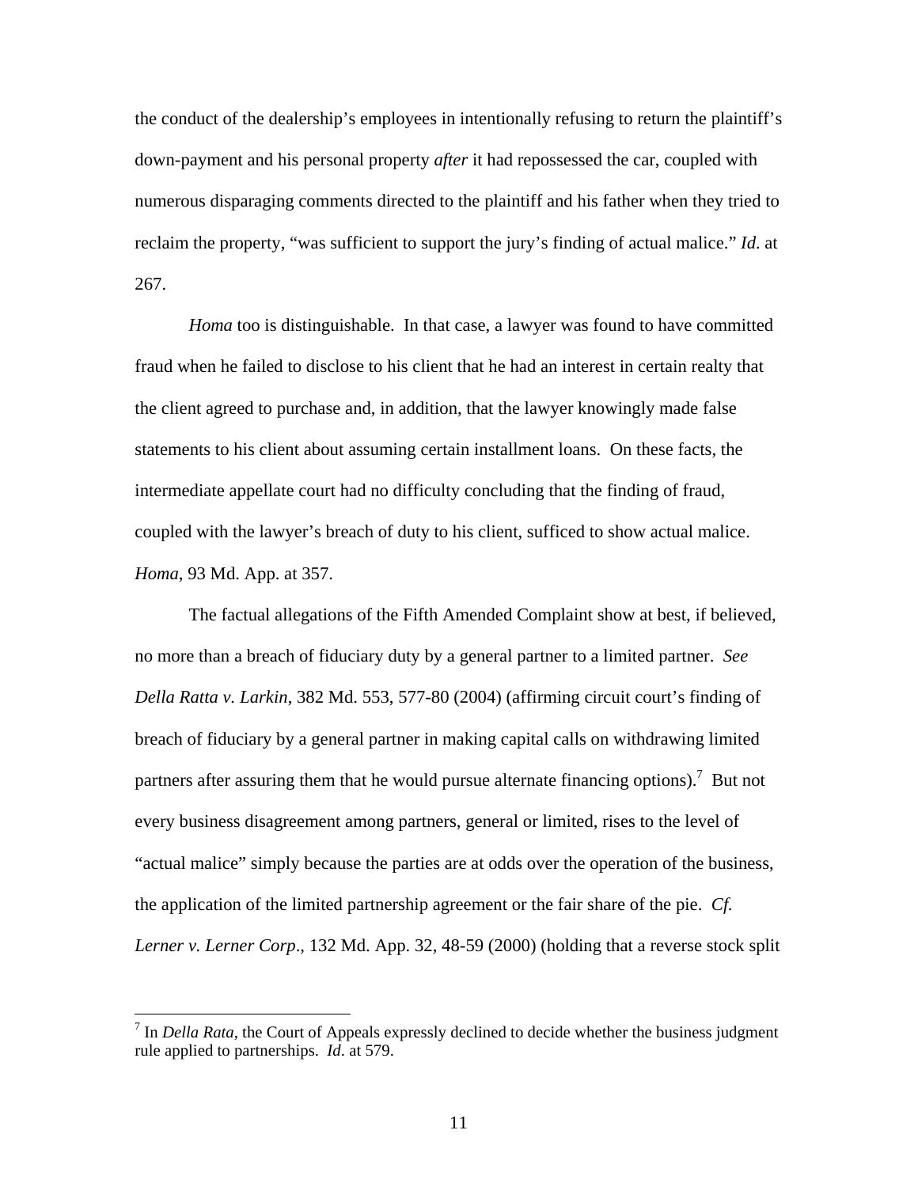the conduct of the dealership's employees in intentionally refusing to return the plaintiff's down-payment and his personal property *after* it had repossessed the car, coupled with numerous disparaging comments directed to the plaintiff and his father when they tried to reclaim the property, "was sufficient to support the jury's finding of actual malice." *Id*. at 267.

*Homa* too is distinguishable. In that case, a lawyer was found to have committed fraud when he failed to disclose to his client that he had an interest in certain realty that the client agreed to purchase and, in addition, that the lawyer knowingly made false statements to his client about assuming certain installment loans. On these facts, the intermediate appellate court had no difficulty concluding that the finding of fraud, coupled with the lawyer's breach of duty to his client, sufficed to show actual malice. *Homa*, 93 Md. App. at 357.

The factual allegations of the Fifth Amended Complaint show at best, if believed, no more than a breach of fiduciary duty by a general partner to a limited partner. *See Della Ratta v. Larkin*, 382 Md. 553, 577-80 (2004) (affirming circuit court's finding of breach of fiduciary by a general partner in making capital calls on withdrawing limited partners after assuring them that he would pursue alternate financing options).[7] But not every business disagreement among partners, general or limited, rises to the level of "actual malice" simply because the parties are at odds over the operation of the business, the application of the limited partnership agreement or the fair share of the pie. *Cf. Lerner v. Lerner Corp*., 132 Md. App. 32, 48-59 (2000) (holding that a reverse stock split

---

[7] In *Della Rata*, the Court of Appeals expressly declined to decide whether the business judgment rule applied to partnerships. *Id*. at 579.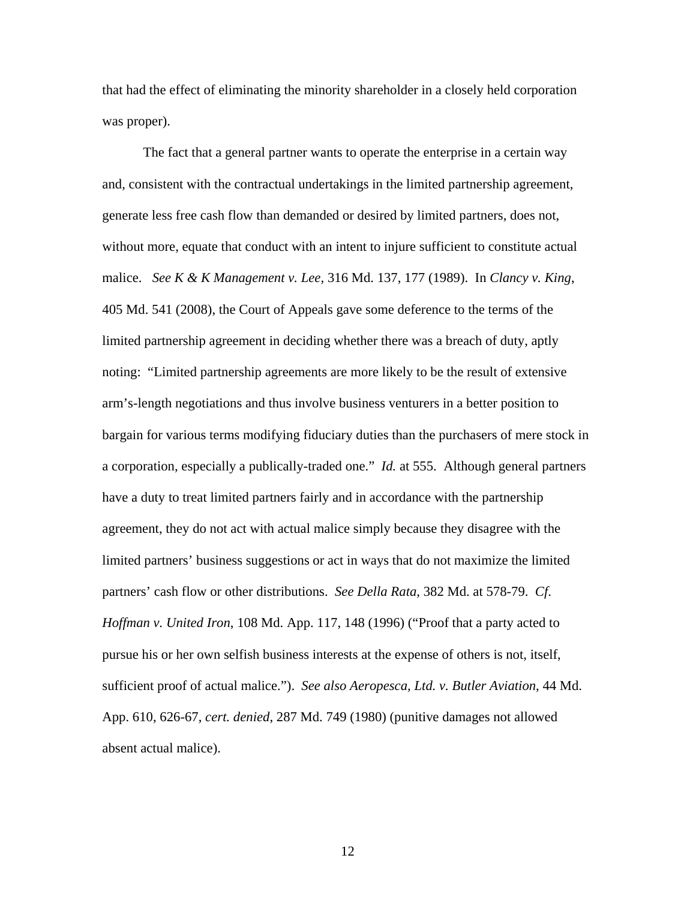that had the effect of eliminating the minority shareholder in a closely held corporation was proper).

The fact that a general partner wants to operate the enterprise in a certain way and, consistent with the contractual undertakings in the limited partnership agreement, generate less free cash flow than demanded or desired by limited partners, does not, without more, equate that conduct with an intent to injure sufficient to constitute actual malice. *See K & K Management v. Lee*, 316 Md. 137, 177 (1989). In *Clancy v. King*, 405 Md. 541 (2008), the Court of Appeals gave some deference to the terms of the limited partnership agreement in deciding whether there was a breach of duty, aptly noting: "Limited partnership agreements are more likely to be the result of extensive arm's-length negotiations and thus involve business venturers in a better position to bargain for various terms modifying fiduciary duties than the purchasers of mere stock in a corporation, especially a publically-traded one." *Id.* at 555. Although general partners have a duty to treat limited partners fairly and in accordance with the partnership agreement, they do not act with actual malice simply because they disagree with the limited partners' business suggestions or act in ways that do not maximize the limited partners' cash flow or other distributions. *See Della Rata*, 382 Md. at 578-79. *Cf. Hoffman v. United Iron*, 108 Md. App. 117, 148 (1996) ("Proof that a party acted to pursue his or her own selfish business interests at the expense of others is not, itself, sufficient proof of actual malice."). *See also Aeropesca, Ltd. v. Butler Aviation*, 44 Md. App. 610, 626-67, *cert. denied*, 287 Md. 749 (1980) (punitive damages not allowed absent actual malice).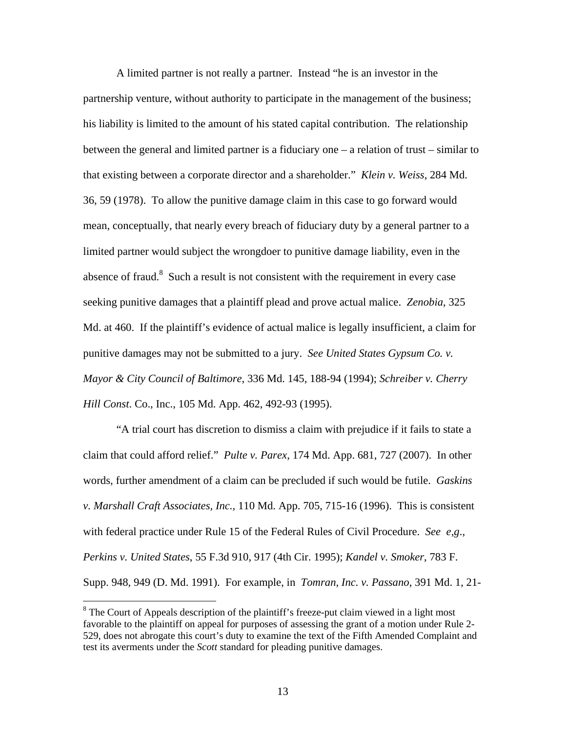A limited partner is not really a partner. Instead "he is an investor in the partnership venture, without authority to participate in the management of the business; his liability is limited to the amount of his stated capital contribution. The relationship between the general and limited partner is a fiduciary one – a relation of trust – similar to that existing between a corporate director and a shareholder." *Klein v. Weiss*, 284 Md. 36, 59 (1978). To allow the punitive damage claim in this case to go forward would mean, conceptually, that nearly every breach of fiduciary duty by a general partner to a limited partner would subject the wrongdoer to punitive damage liability, even in the absence of fraud.[8] Such a result is not consistent with the requirement in every case seeking punitive damages that a plaintiff plead and prove actual malice. *Zenobia*, 325 Md. at 460. If the plaintiff's evidence of actual malice is legally insufficient, a claim for punitive damages may not be submitted to a jury. *See United States Gypsum Co. v. Mayor & City Council of Baltimore*, 336 Md. 145, 188-94 (1994); *Schreiber v. Cherry Hill Const*. Co., Inc., 105 Md. App. 462, 492-93 (1995).

"A trial court has discretion to dismiss a claim with prejudice if it fails to state a claim that could afford relief." *Pulte v. Parex*, 174 Md. App. 681, 727 (2007). In other words, further amendment of a claim can be precluded if such would be futile. *Gaskins v. Marshall Craft Associates, Inc.*, 110 Md. App. 705, 715-16 (1996). This is consistent with federal practice under Rule 15 of the Federal Rules of Civil Procedure. *See e,g*., *Perkins v. United States*, 55 F.3d 910, 917 (4th Cir. 1995); *Kandel v. Smoker*, 783 F. Supp. 948, 949 (D. Md. 1991). For example, in *Tomran, Inc. v. Passano*, 391 Md. 1, 21-

[8] The Court of Appeals description of the plaintiff's freeze-put claim viewed in a light most favorable to the plaintiff on appeal for purposes of assessing the grant of a motion under Rule 2-529, does not abrogate this court's duty to examine the text of the Fifth Amended Complaint and test its averments under the *Scott* standard for pleading punitive damages.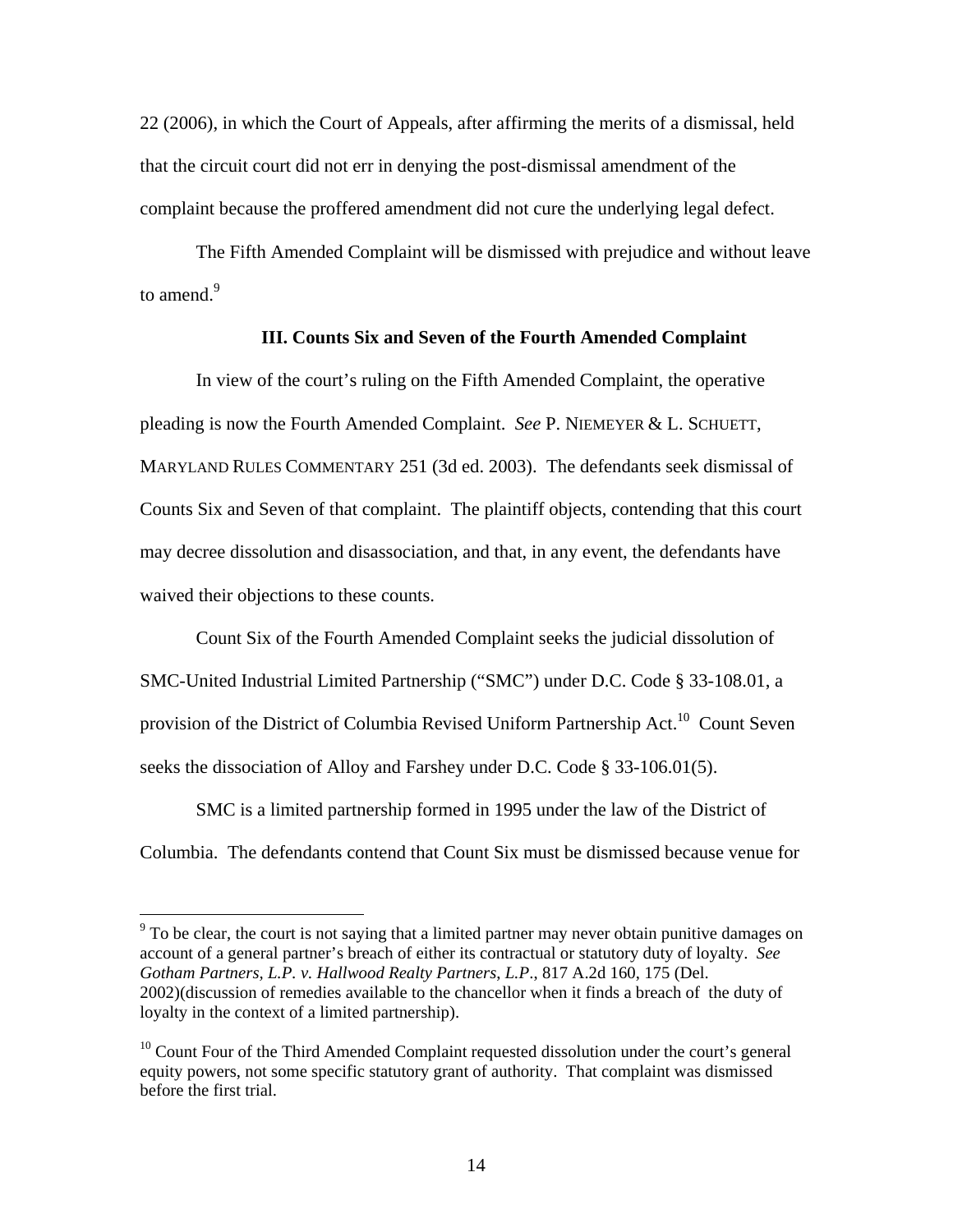22 (2006), in which the Court of Appeals, after affirming the merits of a dismissal, held that the circuit court did not err in denying the post-dismissal amendment of the complaint because the proffered amendment did not cure the underlying legal defect.

The Fifth Amended Complaint will be dismissed with prejudice and without leave to amend.[9]

### III. Counts Six and Seven of the Fourth Amended Complaint

In view of the court's ruling on the Fifth Amended Complaint, the operative pleading is now the Fourth Amended Complaint. *See* P. NIEMEYER & L. SCHUETT, MARYLAND RULES COMMENTARY 251 (3d ed. 2003). The defendants seek dismissal of Counts Six and Seven of that complaint. The plaintiff objects, contending that this court may decree dissolution and disassociation, and that, in any event, the defendants have waived their objections to these counts.

Count Six of the Fourth Amended Complaint seeks the judicial dissolution of SMC-United Industrial Limited Partnership ("SMC") under D.C. Code § 33-108.01, a provision of the District of Columbia Revised Uniform Partnership Act.[10] Count Seven seeks the dissociation of Alloy and Farshey under D.C. Code § 33-106.01(5).

SMC is a limited partnership formed in 1995 under the law of the District of Columbia. The defendants contend that Count Six must be dismissed because venue for

---

[9] To be clear, the court is not saying that a limited partner may never obtain punitive damages on account of a general partner's breach of either its contractual or statutory duty of loyalty. *See Gotham Partners, L.P. v. Hallwood Realty Partners, L.P.*, 817 A.2d 160, 175 (Del. 2002)(discussion of remedies available to the chancellor when it finds a breach of the duty of loyalty in the context of a limited partnership).

[10] Count Four of the Third Amended Complaint requested dissolution under the court's general equity powers, not some specific statutory grant of authority. That complaint was dismissed before the first trial.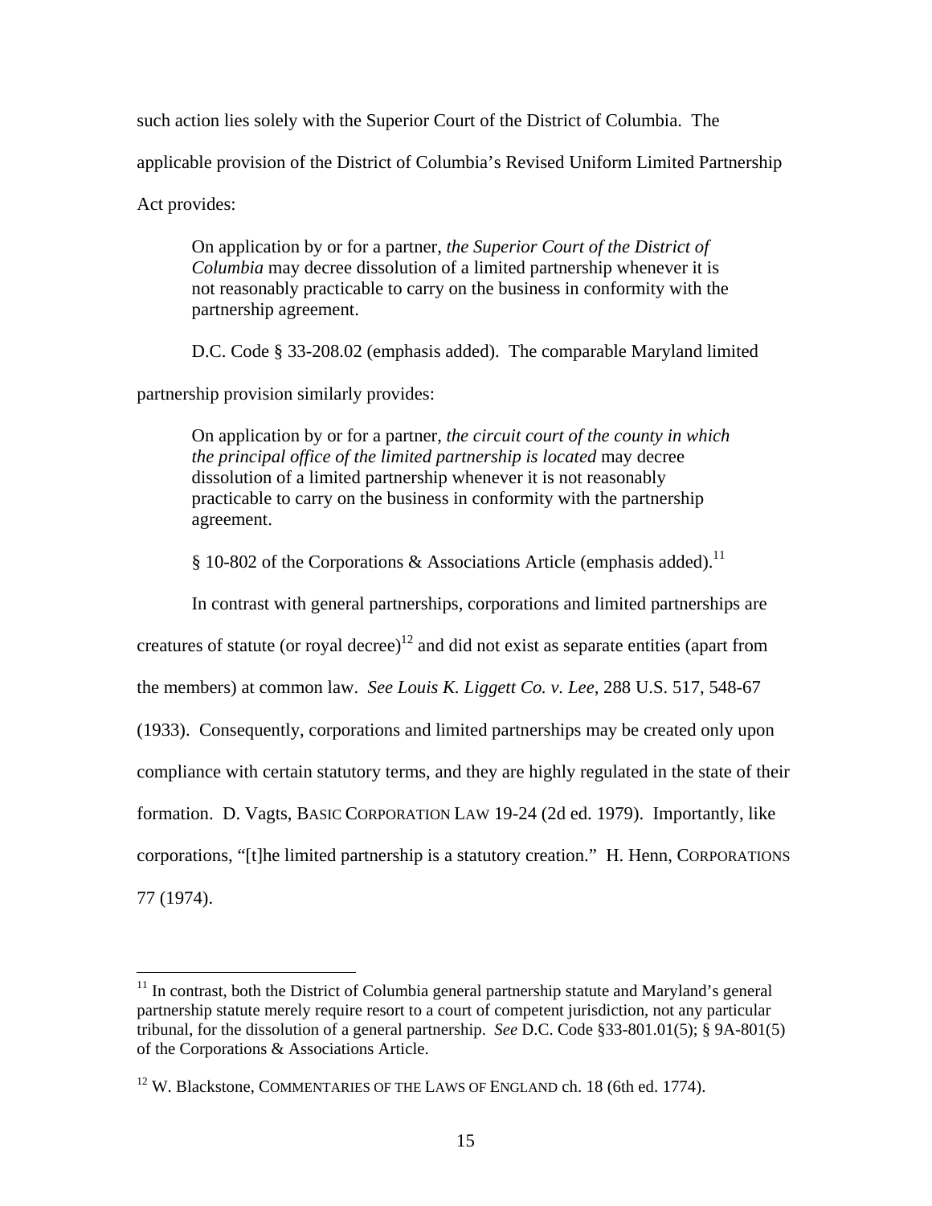such action lies solely with the Superior Court of the District of Columbia. The applicable provision of the District of Columbia's Revised Uniform Limited Partnership Act provides:

> On application by or for a partner, *the Superior Court of the District of Columbia* may decree dissolution of a limited partnership whenever it is not reasonably practicable to carry on the business in conformity with the partnership agreement.

D.C. Code § 33-208.02 (emphasis added). The comparable Maryland limited partnership provision similarly provides:

> On application by or for a partner, *the circuit court of the county in which the principal office of the limited partnership is located* may decree dissolution of a limited partnership whenever it is not reasonably practicable to carry on the business in conformity with the partnership agreement.

§ 10-802 of the Corporations & Associations Article (emphasis added).[11]

In contrast with general partnerships, corporations and limited partnerships are creatures of statute (or royal decree)[12] and did not exist as separate entities (apart from the members) at common law. *See Louis K. Liggett Co. v. Lee*, 288 U.S. 517, 548-67 (1933). Consequently, corporations and limited partnerships may be created only upon compliance with certain statutory terms, and they are highly regulated in the state of their formation. D. Vagts, BASIC CORPORATION LAW 19-24 (2d ed. 1979). Importantly, like corporations, "[t]he limited partnership is a statutory creation." H. Henn, CORPORATIONS 77 (1974).

---

[11] In contrast, both the District of Columbia general partnership statute and Maryland's general partnership statute merely require resort to a court of competent jurisdiction, not any particular tribunal, for the dissolution of a general partnership. *See* D.C. Code §33-801.01(5); § 9A-801(5) of the Corporations & Associations Article.

[12] W. Blackstone, COMMENTARIES OF THE LAWS OF ENGLAND ch. 18 (6th ed. 1774).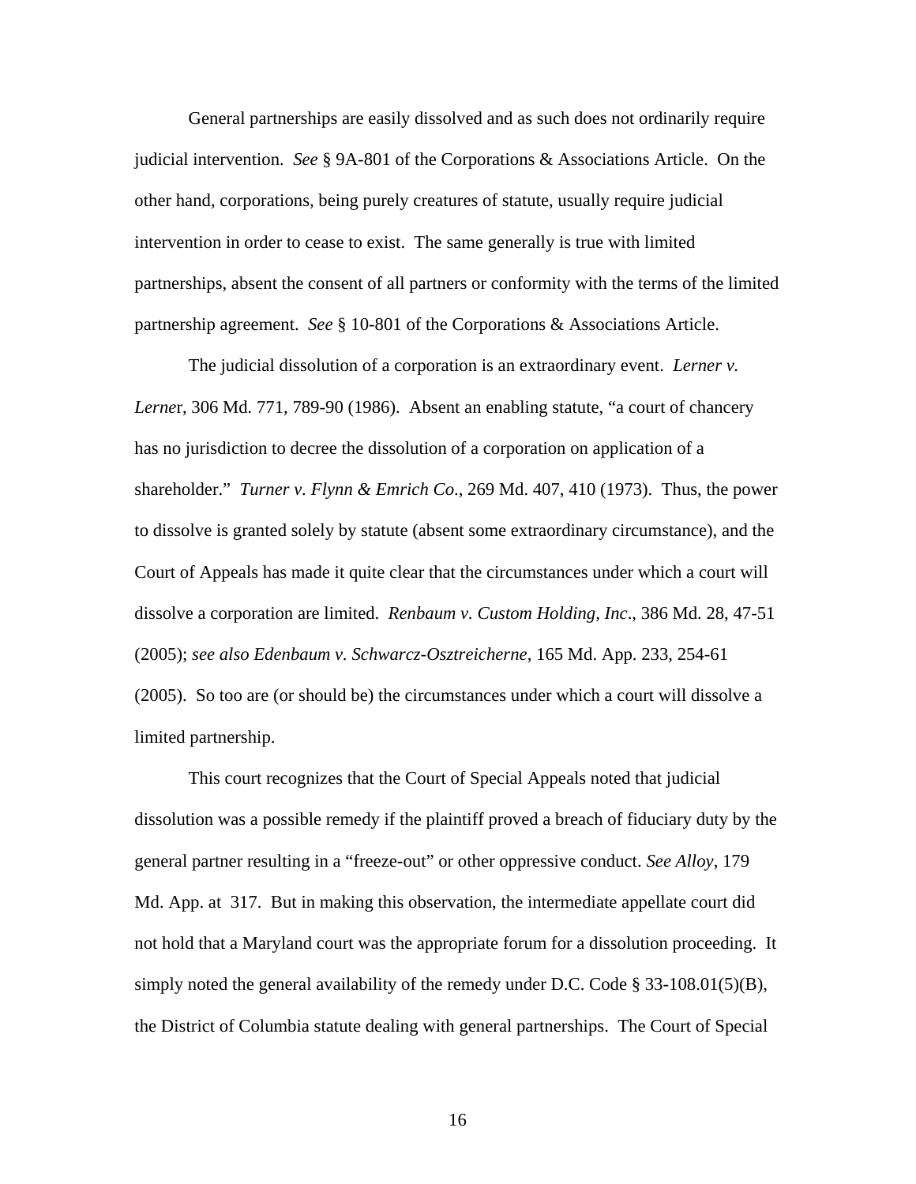General partnerships are easily dissolved and as such does not ordinarily require judicial intervention. *See* § 9A-801 of the Corporations & Associations Article. On the other hand, corporations, being purely creatures of statute, usually require judicial intervention in order to cease to exist. The same generally is true with limited partnerships, absent the consent of all partners or conformity with the terms of the limited partnership agreement. *See* § 10-801 of the Corporations & Associations Article.

The judicial dissolution of a corporation is an extraordinary event. *Lerner v. Lerne*r, 306 Md. 771, 789-90 (1986). Absent an enabling statute, "a court of chancery has no jurisdiction to decree the dissolution of a corporation on application of a shareholder." *Turner v. Flynn & Emrich Co*., 269 Md. 407, 410 (1973). Thus, the power to dissolve is granted solely by statute (absent some extraordinary circumstance), and the Court of Appeals has made it quite clear that the circumstances under which a court will dissolve a corporation are limited. *Renbaum v. Custom Holding, Inc*., 386 Md. 28, 47-51 (2005); *see also Edenbaum v. Schwarcz-Osztreicherne*, 165 Md. App. 233, 254-61 (2005). So too are (or should be) the circumstances under which a court will dissolve a limited partnership.

This court recognizes that the Court of Special Appeals noted that judicial dissolution was a possible remedy if the plaintiff proved a breach of fiduciary duty by the general partner resulting in a "freeze-out" or other oppressive conduct. *See Alloy*, 179 Md. App. at 317. But in making this observation, the intermediate appellate court did not hold that a Maryland court was the appropriate forum for a dissolution proceeding. It simply noted the general availability of the remedy under D.C. Code § 33-108.01(5)(B), the District of Columbia statute dealing with general partnerships. The Court of Special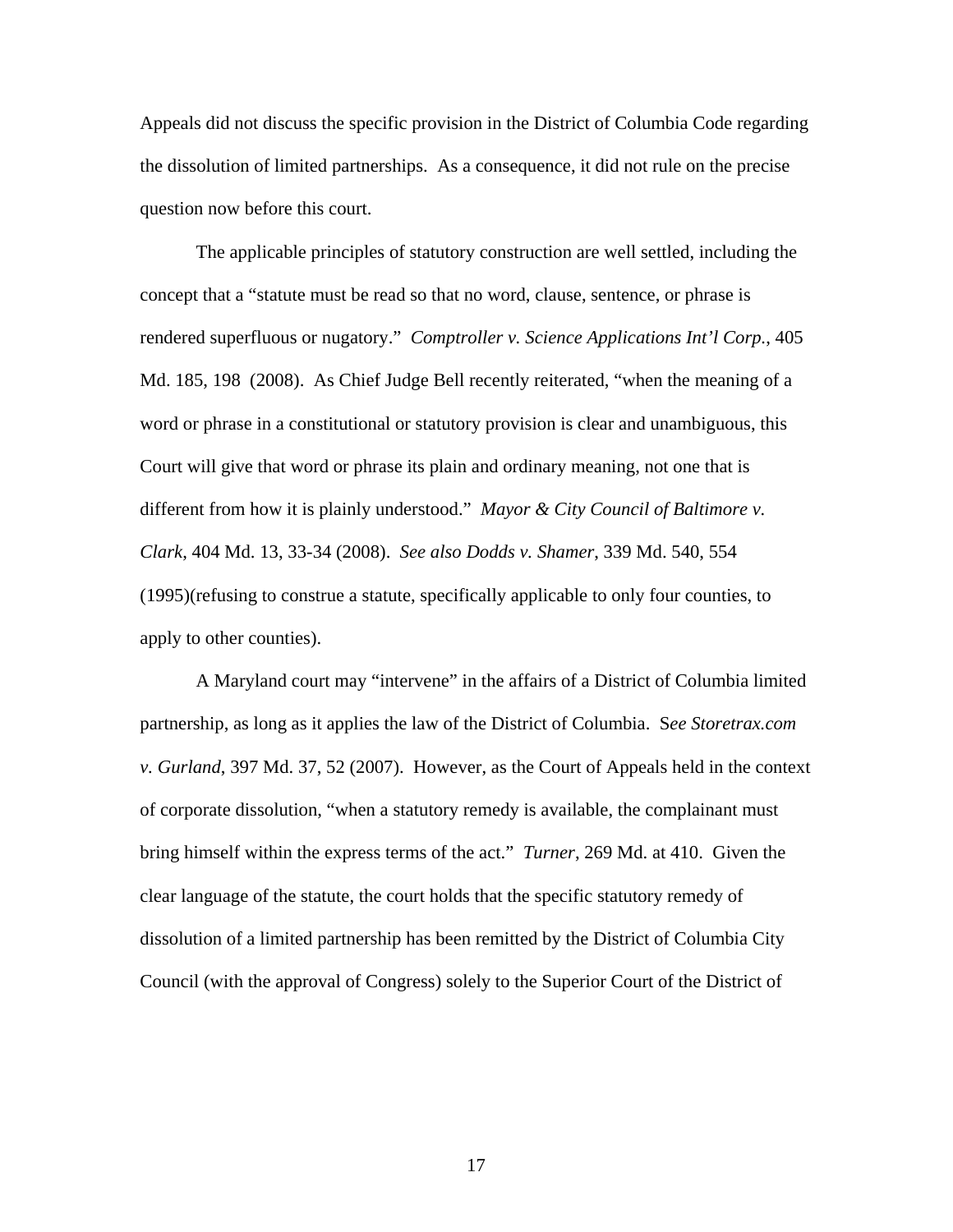Appeals did not discuss the specific provision in the District of Columbia Code regarding the dissolution of limited partnerships. As a consequence, it did not rule on the precise question now before this court.

The applicable principles of statutory construction are well settled, including the concept that a "statute must be read so that no word, clause, sentence, or phrase is rendered superfluous or nugatory." *Comptroller v. Science Applications Int'l Corp.*, 405 Md. 185, 198 (2008). As Chief Judge Bell recently reiterated, "when the meaning of a word or phrase in a constitutional or statutory provision is clear and unambiguous, this Court will give that word or phrase its plain and ordinary meaning, not one that is different from how it is plainly understood." *Mayor & City Council of Baltimore v. Clark*, 404 Md. 13, 33-34 (2008). *See also Dodds v. Shamer*, 339 Md. 540, 554 (1995)(refusing to construe a statute, specifically applicable to only four counties, to apply to other counties).

A Maryland court may "intervene" in the affairs of a District of Columbia limited partnership, as long as it applies the law of the District of Columbia. S*ee Storetrax.com v. Gurland*, 397 Md. 37, 52 (2007). However, as the Court of Appeals held in the context of corporate dissolution, "when a statutory remedy is available, the complainant must bring himself within the express terms of the act." *Turner*, 269 Md. at 410. Given the clear language of the statute, the court holds that the specific statutory remedy of dissolution of a limited partnership has been remitted by the District of Columbia City Council (with the approval of Congress) solely to the Superior Court of the District of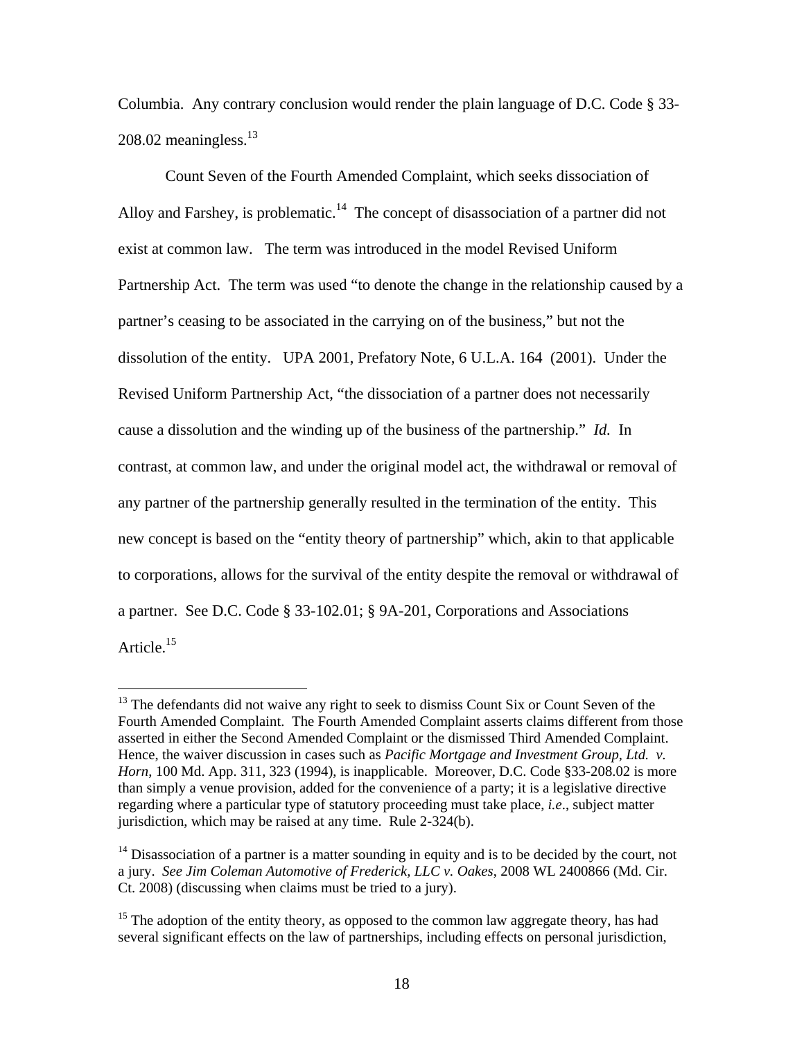Columbia. Any contrary conclusion would render the plain language of D.C. Code § 33-208.02 meaningless.[13]

Count Seven of the Fourth Amended Complaint, which seeks dissociation of Alloy and Farshey, is problematic.[14] The concept of disassociation of a partner did not exist at common law. The term was introduced in the model Revised Uniform Partnership Act. The term was used "to denote the change in the relationship caused by a partner's ceasing to be associated in the carrying on of the business," but not the dissolution of the entity. UPA 2001, Prefatory Note, 6 U.L.A. 164 (2001). Under the Revised Uniform Partnership Act, "the dissociation of a partner does not necessarily cause a dissolution and the winding up of the business of the partnership." *Id.* In contrast, at common law, and under the original model act, the withdrawal or removal of any partner of the partnership generally resulted in the termination of the entity. This new concept is based on the "entity theory of partnership" which, akin to that applicable to corporations, allows for the survival of the entity despite the removal or withdrawal of a partner. See D.C. Code § 33-102.01; § 9A-201, Corporations and Associations Article.[15]

---

[13] The defendants did not waive any right to seek to dismiss Count Six or Count Seven of the Fourth Amended Complaint. The Fourth Amended Complaint asserts claims different from those asserted in either the Second Amended Complaint or the dismissed Third Amended Complaint. Hence, the waiver discussion in cases such as *Pacific Mortgage and Investment Group, Ltd. v. Horn*, 100 Md. App. 311, 323 (1994), is inapplicable. Moreover, D.C. Code §33-208.02 is more than simply a venue provision, added for the convenience of a party; it is a legislative directive regarding where a particular type of statutory proceeding must take place, *i.e*., subject matter jurisdiction, which may be raised at any time. Rule 2-324(b).

[14] Disassociation of a partner is a matter sounding in equity and is to be decided by the court, not a jury. *See Jim Coleman Automotive of Frederick, LLC v. Oakes*, 2008 WL 2400866 (Md. Cir. Ct. 2008) (discussing when claims must be tried to a jury).

[15] The adoption of the entity theory, as opposed to the common law aggregate theory, has had several significant effects on the law of partnerships, including effects on personal jurisdiction,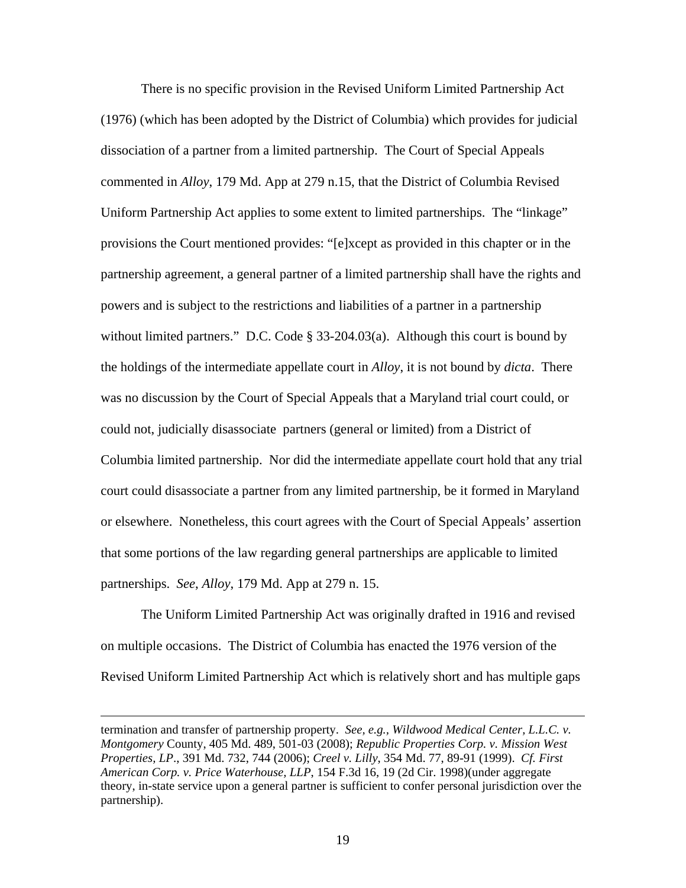There is no specific provision in the Revised Uniform Limited Partnership Act (1976) (which has been adopted by the District of Columbia) which provides for judicial dissociation of a partner from a limited partnership. The Court of Special Appeals commented in *Alloy*, 179 Md. App at 279 n.15, that the District of Columbia Revised Uniform Partnership Act applies to some extent to limited partnerships. The "linkage" provisions the Court mentioned provides: "[e]xcept as provided in this chapter or in the partnership agreement, a general partner of a limited partnership shall have the rights and powers and is subject to the restrictions and liabilities of a partner in a partnership without limited partners." D.C. Code § 33-204.03(a). Although this court is bound by the holdings of the intermediate appellate court in *Alloy*, it is not bound by *dicta*. There was no discussion by the Court of Special Appeals that a Maryland trial court could, or could not, judicially disassociate partners (general or limited) from a District of Columbia limited partnership. Nor did the intermediate appellate court hold that any trial court could disassociate a partner from any limited partnership, be it formed in Maryland or elsewhere. Nonetheless, this court agrees with the Court of Special Appeals' assertion that some portions of the law regarding general partnerships are applicable to limited partnerships. *See*, *Alloy*, 179 Md. App at 279 n. 15.

The Uniform Limited Partnership Act was originally drafted in 1916 and revised on multiple occasions. The District of Columbia has enacted the 1976 version of the Revised Uniform Limited Partnership Act which is relatively short and has multiple gaps

---

termination and transfer of partnership property. *See, e.g., Wildwood Medical Center, L.L.C. v. Montgomery* County, 405 Md. 489, 501-03 (2008); *Republic Properties Corp. v. Mission West Properties, LP*., 391 Md. 732, 744 (2006); *Creel v. Lilly*, 354 Md. 77, 89-91 (1999). *Cf. First American Corp. v. Price Waterhouse, LLP*, 154 F.3d 16, 19 (2d Cir. 1998)(under aggregate theory, in-state service upon a general partner is sufficient to confer personal jurisdiction over the partnership).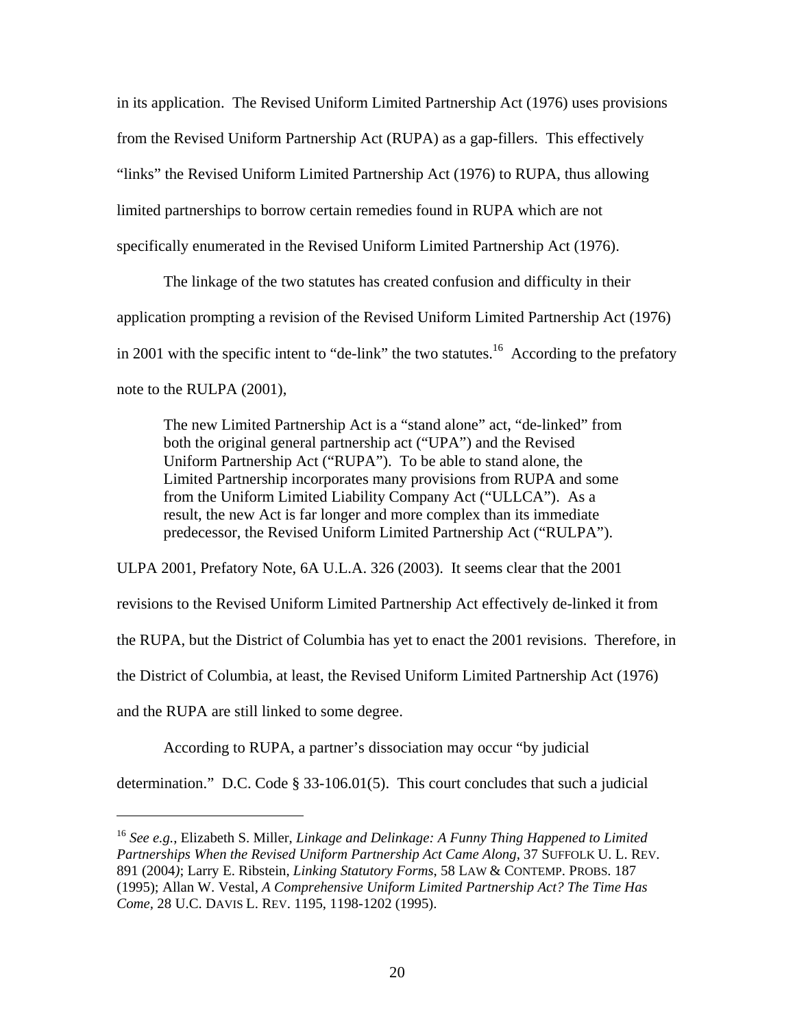in its application. The Revised Uniform Limited Partnership Act (1976) uses provisions from the Revised Uniform Partnership Act (RUPA) as a gap-fillers. This effectively "links" the Revised Uniform Limited Partnership Act (1976) to RUPA, thus allowing limited partnerships to borrow certain remedies found in RUPA which are not specifically enumerated in the Revised Uniform Limited Partnership Act (1976).

The linkage of the two statutes has created confusion and difficulty in their application prompting a revision of the Revised Uniform Limited Partnership Act (1976) in 2001 with the specific intent to "de-link" the two statutes.[16] According to the prefatory note to the RULPA (2001),

> The new Limited Partnership Act is a "stand alone" act, "de-linked" from both the original general partnership act ("UPA") and the Revised Uniform Partnership Act ("RUPA"). To be able to stand alone, the Limited Partnership incorporates many provisions from RUPA and some from the Uniform Limited Liability Company Act ("ULLCA"). As a result, the new Act is far longer and more complex than its immediate predecessor, the Revised Uniform Limited Partnership Act ("RULPA").

ULPA 2001, Prefatory Note, 6A U.L.A. 326 (2003). It seems clear that the 2001 revisions to the Revised Uniform Limited Partnership Act effectively de-linked it from the RUPA, but the District of Columbia has yet to enact the 2001 revisions. Therefore, in the District of Columbia, at least, the Revised Uniform Limited Partnership Act (1976) and the RUPA are still linked to some degree.

According to RUPA, a partner's dissociation may occur "by judicial determination." D.C. Code § 33-106.01(5). This court concludes that such a judicial

---

[16] *See e.g.*, Elizabeth S. Miller, *Linkage and Delinkage: A Funny Thing Happened to Limited Partnerships When the Revised Uniform Partnership Act Came Along*, 37 SUFFOLK U. L. REV. 891 (2004); Larry E. Ribstein, *Linking Statutory Forms*, 58 LAW & CONTEMP. PROBS. 187 (1995); Allan W. Vestal, *A Comprehensive Uniform Limited Partnership Act? The Time Has Come*, 28 U.C. DAVIS L. REV. 1195, 1198-1202 (1995).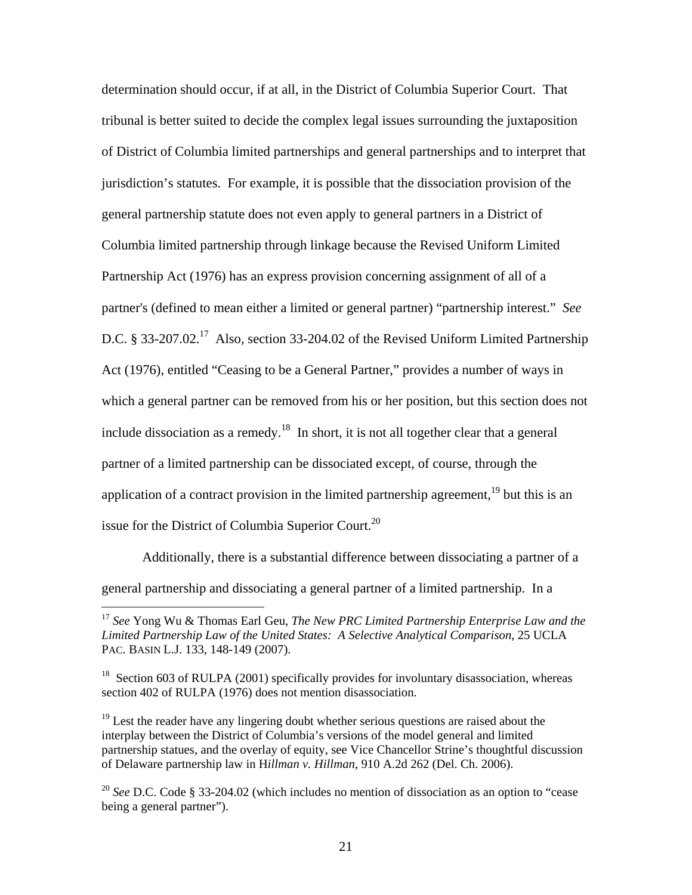determination should occur, if at all, in the District of Columbia Superior Court. That tribunal is better suited to decide the complex legal issues surrounding the juxtaposition of District of Columbia limited partnerships and general partnerships and to interpret that jurisdiction's statutes. For example, it is possible that the dissociation provision of the general partnership statute does not even apply to general partners in a District of Columbia limited partnership through linkage because the Revised Uniform Limited Partnership Act (1976) has an express provision concerning assignment of all of a partner's (defined to mean either a limited or general partner) "partnership interest." *See* D.C. § 33-207.02.[17] Also, section 33-204.02 of the Revised Uniform Limited Partnership Act (1976), entitled "Ceasing to be a General Partner," provides a number of ways in which a general partner can be removed from his or her position, but this section does not include dissociation as a remedy.[18] In short, it is not all together clear that a general partner of a limited partnership can be dissociated except, of course, through the application of a contract provision in the limited partnership agreement,[19] but this is an issue for the District of Columbia Superior Court.[20]

Additionally, there is a substantial difference between dissociating a partner of a general partnership and dissociating a general partner of a limited partnership. In a

---

[17] *See* Yong Wu & Thomas Earl Geu, *The New PRC Limited Partnership Enterprise Law and the Limited Partnership Law of the United States: A Selective Analytical Comparison*, 25 UCLA PAC. BASIN L.J. 133, 148-149 (2007).

[18] Section 603 of RULPA (2001) specifically provides for involuntary disassociation, whereas section 402 of RULPA (1976) does not mention disassociation.

[19] Lest the reader have any lingering doubt whether serious questions are raised about the interplay between the District of Columbia's versions of the model general and limited partnership statues, and the overlay of equity, see Vice Chancellor Strine's thoughtful discussion of Delaware partnership law in H*illman v. Hillman*, 910 A.2d 262 (Del. Ch. 2006).

[20] *See* D.C. Code § 33-204.02 (which includes no mention of dissociation as an option to "cease being a general partner").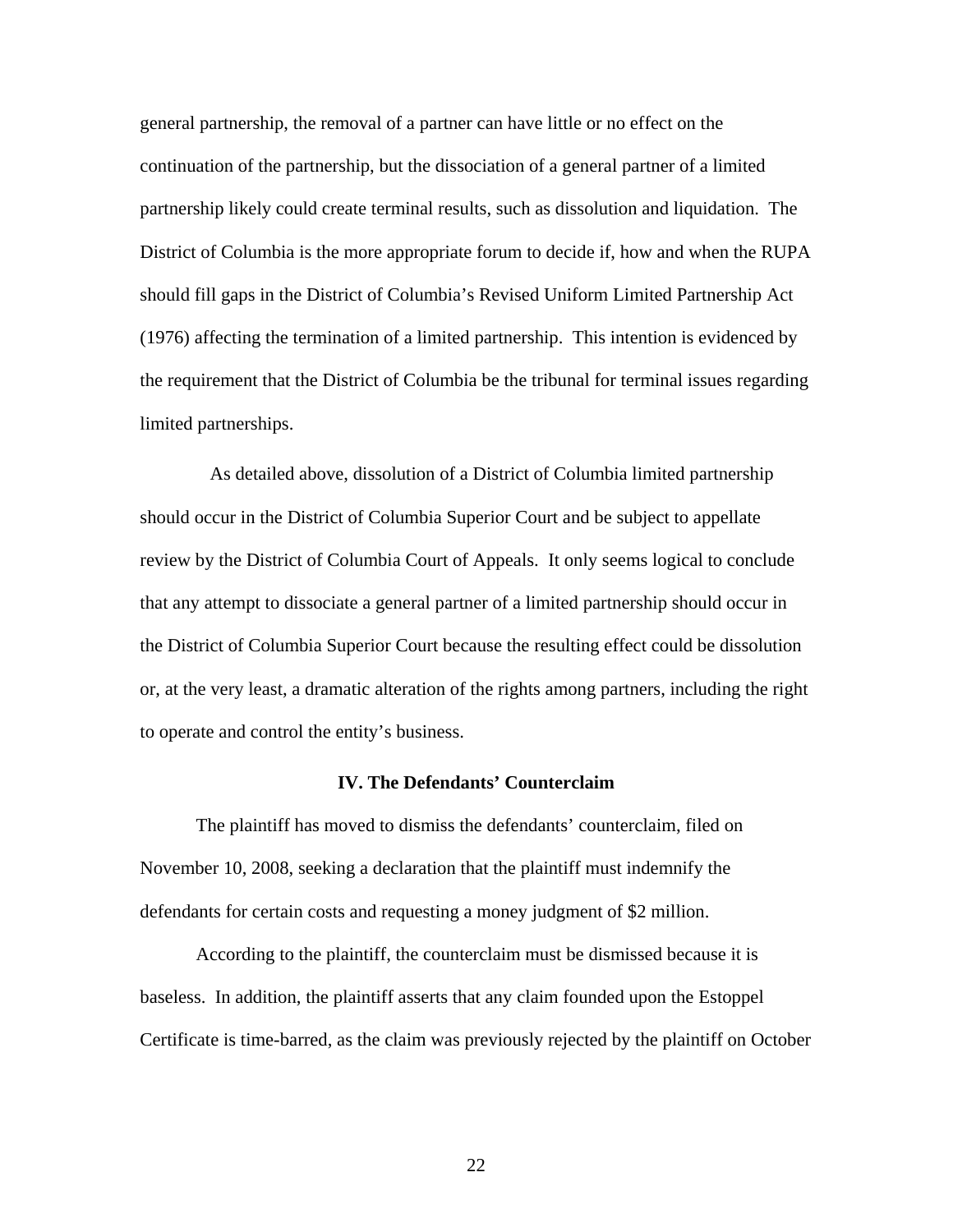general partnership, the removal of a partner can have little or no effect on the continuation of the partnership, but the dissociation of a general partner of a limited partnership likely could create terminal results, such as dissolution and liquidation. The District of Columbia is the more appropriate forum to decide if, how and when the RUPA should fill gaps in the District of Columbia's Revised Uniform Limited Partnership Act (1976) affecting the termination of a limited partnership. This intention is evidenced by the requirement that the District of Columbia be the tribunal for terminal issues regarding limited partnerships.

As detailed above, dissolution of a District of Columbia limited partnership should occur in the District of Columbia Superior Court and be subject to appellate review by the District of Columbia Court of Appeals. It only seems logical to conclude that any attempt to dissociate a general partner of a limited partnership should occur in the District of Columbia Superior Court because the resulting effect could be dissolution or, at the very least, a dramatic alteration of the rights among partners, including the right to operate and control the entity's business.

## IV. The Defendants' Counterclaim

The plaintiff has moved to dismiss the defendants' counterclaim, filed on November 10, 2008, seeking a declaration that the plaintiff must indemnify the defendants for certain costs and requesting a money judgment of $2 million.

According to the plaintiff, the counterclaim must be dismissed because it is baseless. In addition, the plaintiff asserts that any claim founded upon the Estoppel Certificate is time-barred, as the claim was previously rejected by the plaintiff on October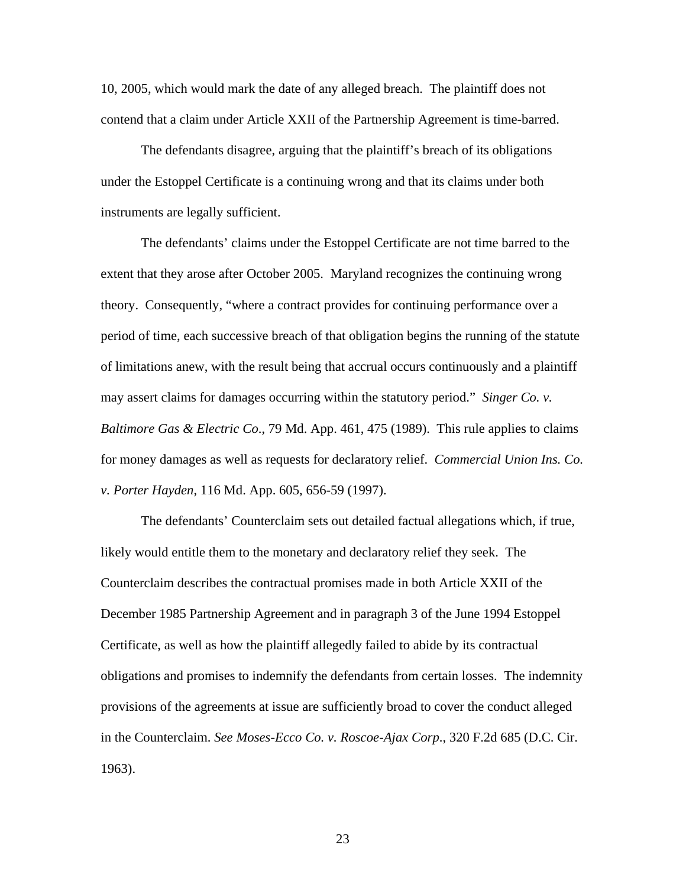10, 2005, which would mark the date of any alleged breach. The plaintiff does not contend that a claim under Article XXII of the Partnership Agreement is time-barred.

The defendants disagree, arguing that the plaintiff's breach of its obligations under the Estoppel Certificate is a continuing wrong and that its claims under both instruments are legally sufficient.

The defendants' claims under the Estoppel Certificate are not time barred to the extent that they arose after October 2005. Maryland recognizes the continuing wrong theory. Consequently, "where a contract provides for continuing performance over a period of time, each successive breach of that obligation begins the running of the statute of limitations anew, with the result being that accrual occurs continuously and a plaintiff may assert claims for damages occurring within the statutory period." *Singer Co. v. Baltimore Gas & Electric Co.*, 79 Md. App. 461, 475 (1989). This rule applies to claims for money damages as well as requests for declaratory relief. *Commercial Union Ins. Co. v. Porter Hayden*, 116 Md. App. 605, 656-59 (1997).

The defendants' Counterclaim sets out detailed factual allegations which, if true, likely would entitle them to the monetary and declaratory relief they seek. The Counterclaim describes the contractual promises made in both Article XXII of the December 1985 Partnership Agreement and in paragraph 3 of the June 1994 Estoppel Certificate, as well as how the plaintiff allegedly failed to abide by its contractual obligations and promises to indemnify the defendants from certain losses. The indemnity provisions of the agreements at issue are sufficiently broad to cover the conduct alleged in the Counterclaim. *See Moses-Ecco Co. v. Roscoe-Ajax Corp.*, 320 F.2d 685 (D.C. Cir. 1963).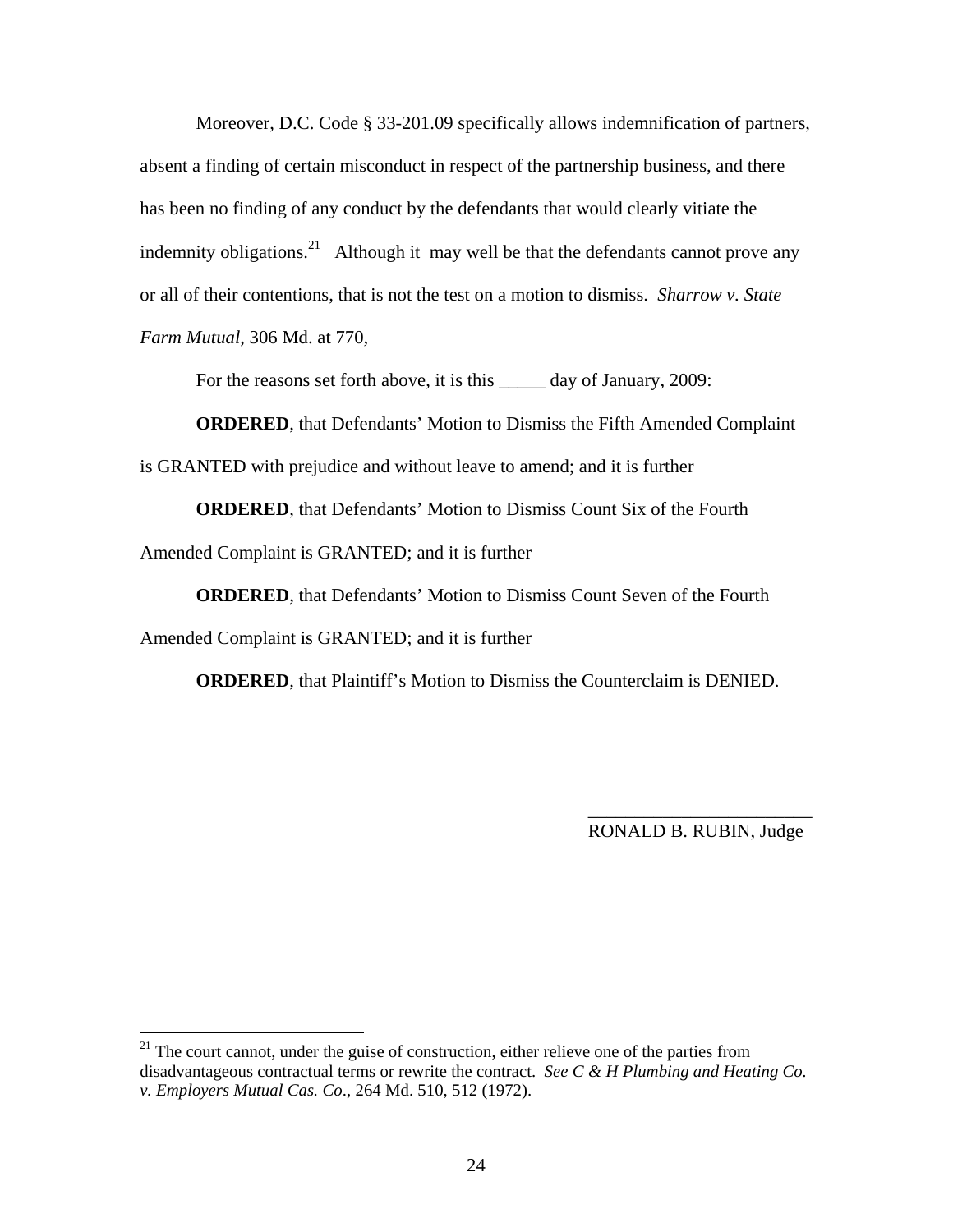Moreover, D.C. Code § 33-201.09 specifically allows indemnification of partners, absent a finding of certain misconduct in respect of the partnership business, and there has been no finding of any conduct by the defendants that would clearly vitiate the indemnity obligations.[21] Although it may well be that the defendants cannot prove any or all of their contentions, that is not the test on a motion to dismiss. *Sharrow v. State Farm Mutual*, 306 Md. at 770,

For the reasons set forth above, it is this _____ day of January, 2009:

**ORDERED**, that Defendants' Motion to Dismiss the Fifth Amended Complaint is GRANTED with prejudice and without leave to amend; and it is further

**ORDERED**, that Defendants' Motion to Dismiss Count Six of the Fourth Amended Complaint is GRANTED; and it is further

**ORDERED**, that Defendants' Motion to Dismiss Count Seven of the Fourth Amended Complaint is GRANTED; and it is further

**ORDERED**, that Plaintiff's Motion to Dismiss the Counterclaim is DENIED.

________________________
RONALD B. RUBIN, Judge

[21] The court cannot, under the guise of construction, either relieve one of the parties from disadvantageous contractual terms or rewrite the contract. *See C & H Plumbing and Heating Co. v. Employers Mutual Cas. Co*., 264 Md. 510, 512 (1972).